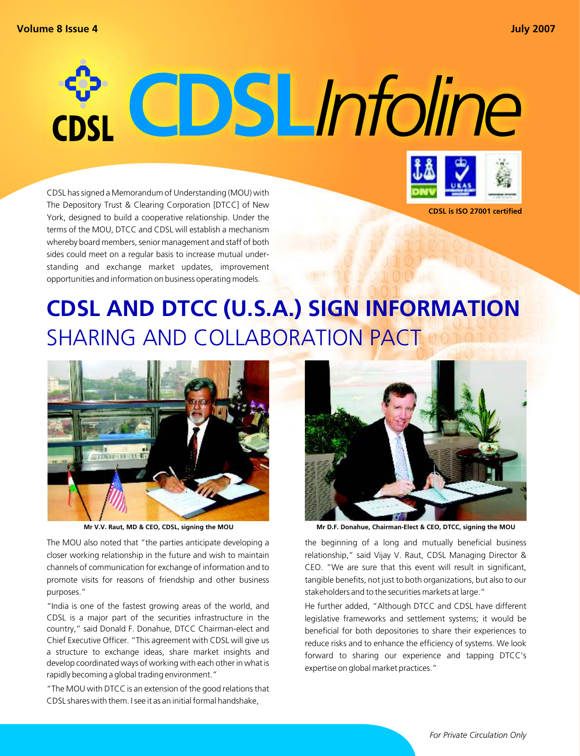# CDSL Infoline

CDSL is ISO 27001 certified

CDSL has signed a Memorandum of Understanding (MOU) with The Depository Trust & Clearing Corporation [DTCC] of New York, designed to build a cooperative relationship. Under the terms of the MOU, DTCC and CDSL will establish a mechanism whereby board members, senior management and staff of both sides could meet on a regular basis to increase mutual understanding and exchange market updates, improvement opportunities and information on business operating models.

## CDSL AND DTCC (U.S.A.) SIGN INFORMATION SHARING AND COLLABORATION PACT

**Mr V.V. Raut, MD & CEO, CDSL, signing the MOU**

**Mr D.F. Donahue, Chairman-Elect & CEO, DTCC, signing the MOU**

The MOU also noted that "the parties anticipate developing a closer working relationship in the future and wish to maintain channels of communication for exchange of information and to promote visits for reasons of friendship and other business purposes."

"India is one of the fastest growing areas of the world, and CDSL is a major part of the securities infrastructure in the country," said Donald F. Donahue, DTCC Chairman-elect and Chief Executive Officer. "This agreement with CDSL will give us a structure to exchange ideas, share market insights and develop coordinated ways of working with each other in what is rapidly becoming a global trading environment."

"The MOU with DTCC is an extension of the good relations that CDSL shares with them. I see it as an initial formal handshake, the beginning of a long and mutually beneficial business relationship," said Vijay V. Raut, CDSL Managing Director & CEO. "We are sure that this event will result in significant, tangible benefits, not just to both organizations, but also to our stakeholders and to the securities markets at large."

He further added, "Although DTCC and CDSL have different legislative frameworks and settlement systems; it would be beneficial for both depositories to share their experiences to reduce risks and to enhance the efficiency of systems. We look forward to sharing our experience and tapping DTCC's expertise on global market practices."

*For Private Circulation Only*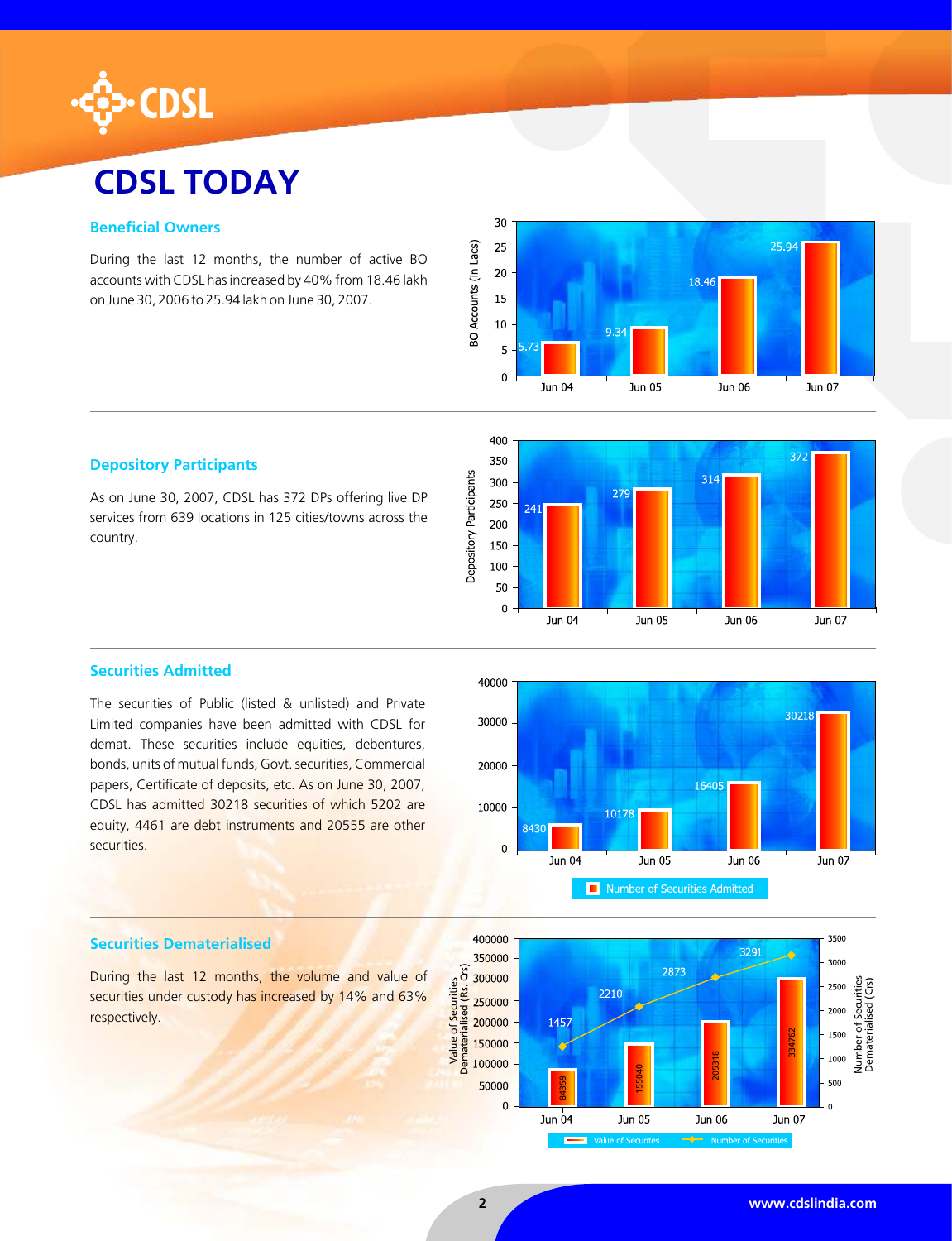# CDSL TODAY

## Beneficial Owners

During the last 12 months, the number of active BO accounts with CDSL has increased by 40% from 18.46 lakh on June 30, 2006 to 25.94 lakh on June 30, 2007.

| | Jun 04 | Jun 05 | Jun 06 | Jun 07 |
|---|---|---|---|---|
| BO Accounts (in Lacs) | 5.73 | 9.34 | 18.46 | 25.94 |

## Depository Participants

As on June 30, 2007, CDSL has 372 DPs offering live DP services from 639 locations in 125 cities/towns across the country.

| | Jun 04 | Jun 05 | Jun 06 | Jun 07 |
|---|---|---|---|---|
| Depository Participants | 241 | 279 | 314 | 372 |

## Securities Admitted

The securities of Public (listed & unlisted) and Private Limited companies have been admitted with CDSL for demat. These securities include equities, debentures, bonds, units of mutual funds, Govt. securities, Commercial papers, Certificate of deposits, etc. As on June 30, 2007, CDSL has admitted 30218 securities of which 5202 are equity, 4461 are debt instruments and 20555 are other securities.

| | Jun 04 | Jun 05 | Jun 06 | Jun 07 |
|---|---|---|---|---|
| Number of Securities Admitted | 8430 | 10178 | 16405 | 30218 |

## Securities Dematerialised

During the last 12 months, the volume and value of securities under custody has increased by 14% and 63% respectively.

| | Jun 04 | Jun 05 | Jun 06 | Jun 07 |
|---|---|---|---|---|
| Value of Securities Dematerialised (Rs. Crs) | 84359 | 155040 | 205318 | 334762 |
| Number of Securities Dematerialised (Crs) | 1457 | 2210 | 2873 | 3291 |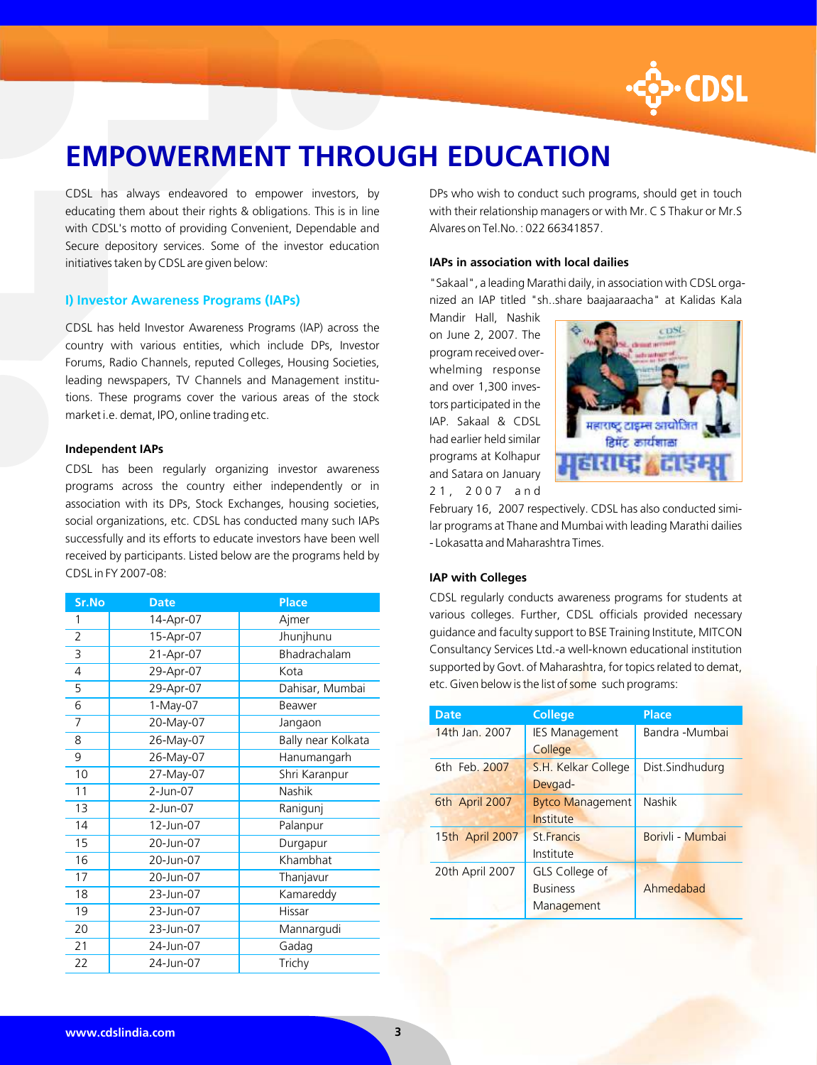# EMPOWERMENT THROUGH EDUCATION

CDSL has always endeavored to empower investors, by educating them about their rights & obligations. This is in line with CDSL's motto of providing Convenient, Dependable and Secure depository services. Some of the investor education initiatives taken by CDSL are given below:

## I) Investor Awareness Programs (IAPs)

CDSL has held Investor Awareness Programs (IAP) across the country with various entities, which include DPs, Investor Forums, Radio Channels, reputed Colleges, Housing Societies, leading newspapers, TV Channels and Management institutions. These programs cover the various areas of the stock market i.e. demat, IPO, online trading etc.

### Independent IAPs

CDSL has been regularly organizing investor awareness programs across the country either independently or in association with its DPs, Stock Exchanges, housing societies, social organizations, etc. CDSL has conducted many such IAPs successfully and its efforts to educate investors have been well received by participants. Listed below are the programs held by CDSL in FY 2007-08:

| Sr.No | Date | Place |
|---|---|---|
| 1 | 14-Apr-07 | Ajmer |
| 2 | 15-Apr-07 | Jhunjhunu |
| 3 | 21-Apr-07 | Bhadrachalam |
| 4 | 29-Apr-07 | Kota |
| 5 | 29-Apr-07 | Dahisar, Mumbai |
| 6 | 1-May-07 | Beawer |
| 7 | 20-May-07 | Jangaon |
| 8 | 26-May-07 | Bally near Kolkata |
| 9 | 26-May-07 | Hanumangarh |
| 10 | 27-May-07 | Shri Karanpur |
| 11 | 2-Jun-07 | Nashik |
| 13 | 2-Jun-07 | Ranigunj |
| 14 | 12-Jun-07 | Palanpur |
| 15 | 20-Jun-07 | Durgapur |
| 16 | 20-Jun-07 | Khambhat |
| 17 | 20-Jun-07 | Thanjavur |
| 18 | 23-Jun-07 | Kamareddy |
| 19 | 23-Jun-07 | Hissar |
| 20 | 23-Jun-07 | Mannargudi |
| 21 | 24-Jun-07 | Gadag |
| 22 | 24-Jun-07 | Trichy |

DPs who wish to conduct such programs, should get in touch with their relationship managers or with Mr. C S Thakur or Mr.S Alvares on Tel.No. : 022 66341857.

### IAPs in association with local dailies

"Sakaal", a leading Marathi daily, in association with CDSL organized an IAP titled "sh..share baajaaraacha" at Kalidas Kala Mandir Hall, Nashik on June 2, 2007. The program received overwhelming response and over 1,300 investors participated in the IAP. Sakaal & CDSL had earlier held similar programs at Kolhapur and Satara on January 21, 2007 and February 16, 2007 respectively. CDSL has also conducted similar programs at Thane and Mumbai with leading Marathi dailies - Lokasatta and Maharashtra Times.

### IAP with Colleges

CDSL regularly conducts awareness programs for students at various colleges. Further, CDSL officials provided necessary guidance and faculty support to BSE Training Institute, MITCON Consultancy Services Ltd.-a well-known educational institution supported by Govt. of Maharashtra, for topics related to demat, etc. Given below is the list of some such programs:

| Date | College | Place |
|---|---|---|
| 14th Jan. 2007 | IES Management College | Bandra -Mumbai |
| 6th Feb. 2007 | S.H. Kelkar College Devgad- | Dist.Sindhudurg |
| 6th April 2007 | Bytco Management Institute | Nashik |
| 15th April 2007 | St.Francis Institute | Borivli - Mumbai |
| 20th April 2007 | GLS College of Business Management | Ahmedabad |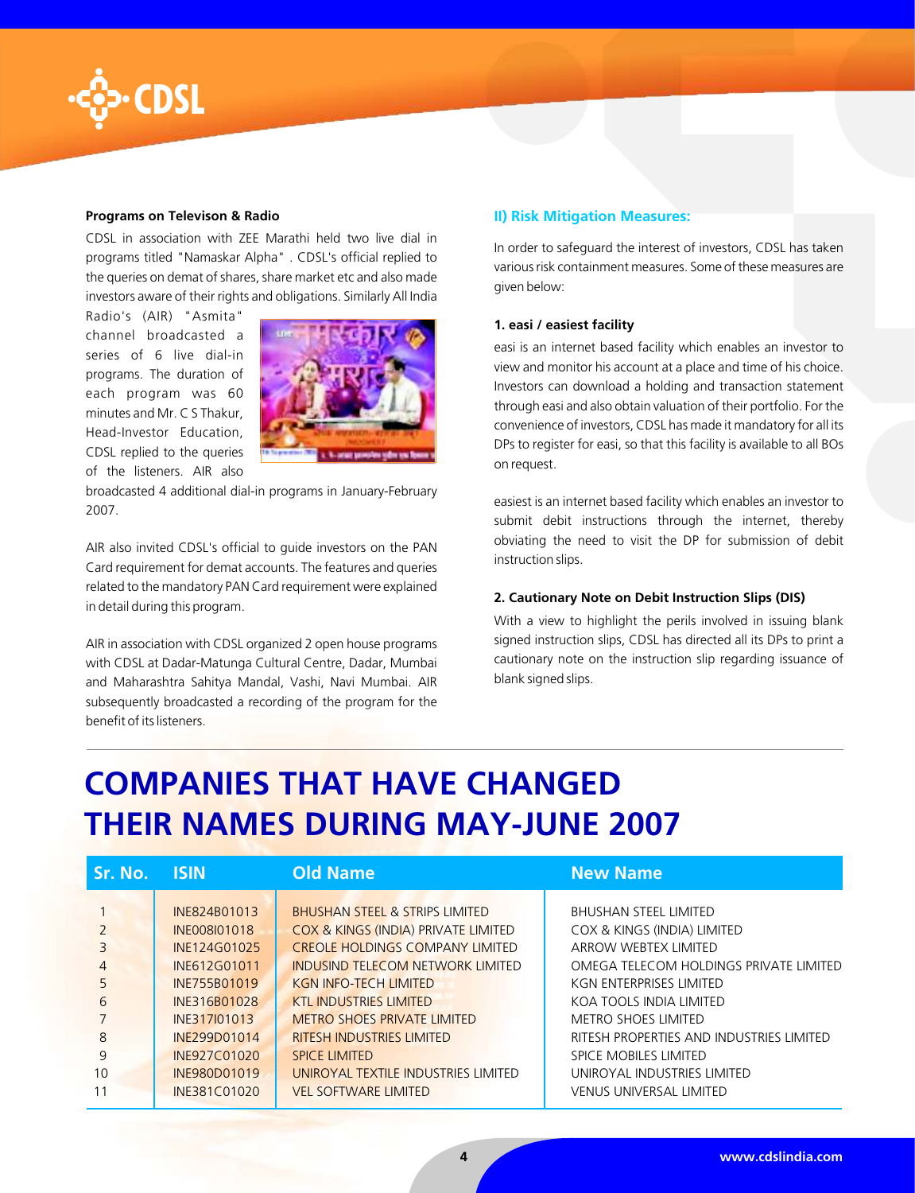### Programs on Televison & Radio

CDSL in association with ZEE Marathi held two live dial in programs titled "Namaskar Alpha" . CDSL's official replied to the queries on demat of shares, share market etc and also made investors aware of their rights and obligations. Similarly All India Radio's (AIR) "Asmita" channel broadcasted a series of 6 live dial-in programs. The duration of each program was 60 minutes and Mr. C S Thakur, Head-Investor Education, CDSL replied to the queries of the listeners. AIR also broadcasted 4 additional dial-in programs in January-February 2007.

AIR also invited CDSL's official to guide investors on the PAN Card requirement for demat accounts. The features and queries related to the mandatory PAN Card requirement were explained in detail during this program.

AIR in association with CDSL organized 2 open house programs with CDSL at Dadar-Matunga Cultural Centre, Dadar, Mumbai and Maharashtra Sahitya Mandal, Vashi, Navi Mumbai. AIR subsequently broadcasted a recording of the program for the benefit of its listeners.

## II) Risk Mitigation Measures:

In order to safeguard the interest of investors, CDSL has taken various risk containment measures. Some of these measures are given below:

### 1. easi / easiest facility

easi is an internet based facility which enables an investor to view and monitor his account at a place and time of his choice. Investors can download a holding and transaction statement through easi and also obtain valuation of their portfolio. For the convenience of investors, CDSL has made it mandatory for all its DPs to register for easi, so that this facility is available to all BOs on request.

easiest is an internet based facility which enables an investor to submit debit instructions through the internet, thereby obviating the need to visit the DP for submission of debit instruction slips.

### 2. Cautionary Note on Debit Instruction Slips (DIS)

With a view to highlight the perils involved in issuing blank signed instruction slips, CDSL has directed all its DPs to print a cautionary note on the instruction slip regarding issuance of blank signed slips.

# COMPANIES THAT HAVE CHANGED THEIR NAMES DURING MAY-JUNE 2007

| Sr. No. | ISIN | Old Name | New Name |
|---|---|---|---|
| 1 | INE824B01013 | BHUSHAN STEEL & STRIPS LIMITED | BHUSHAN STEEL LIMITED |
| 2 | INE008I01018 | COX & KINGS (INDIA) PRIVATE LIMITED | COX & KINGS (INDIA) LIMITED |
| 3 | INE124G01025 | CREOLE HOLDINGS COMPANY LIMITED | ARROW WEBTEX LIMITED |
| 4 | INE612G01011 | INDUSIND TELECOM NETWORK LIMITED | OMEGA TELECOM HOLDINGS PRIVATE LIMITED |
| 5 | INE755B01019 | KGN INFO-TECH LIMITED | KGN ENTERPRISES LIMITED |
| 6 | INE316B01028 | KTL INDUSTRIES LIMITED | KOA TOOLS INDIA LIMITED |
| 7 | INE317I01013 | METRO SHOES PRIVATE LIMITED | METRO SHOES LIMITED |
| 8 | INE299D01014 | RITESH INDUSTRIES LIMITED | RITESH PROPERTIES AND INDUSTRIES LIMITED |
| 9 | INE927C01020 | SPICE LIMITED | SPICE MOBILES LIMITED |
| 10 | INE980D01019 | UNIROYAL TEXTILE INDUSTRIES LIMITED | UNIROYAL INDUSTRIES LIMITED |
| 11 | INE381C01020 | VEL SOFTWARE LIMITED | VENUS UNIVERSAL LIMITED |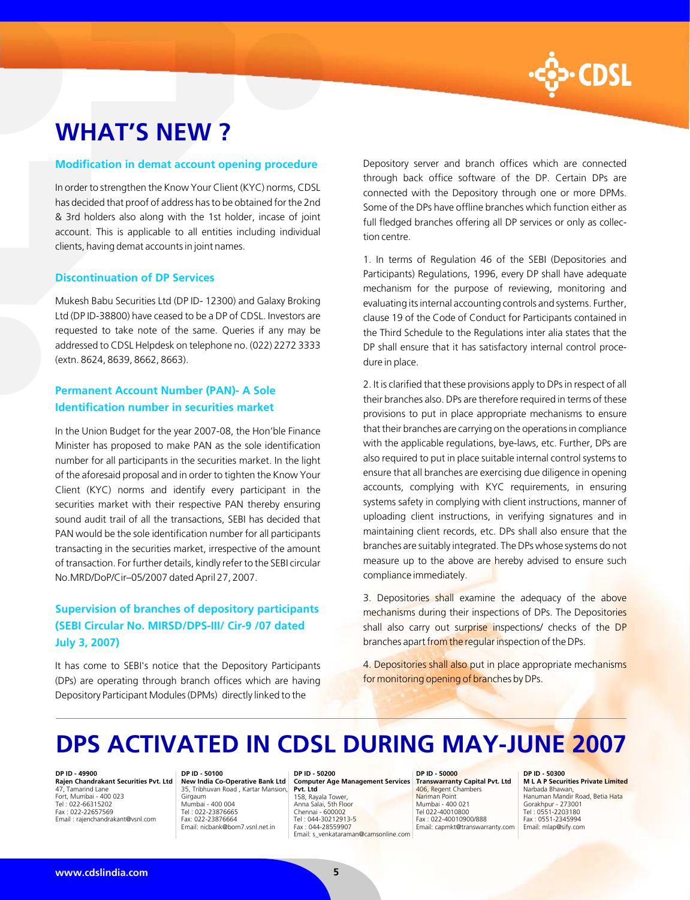# WHAT'S NEW ?

### Modification in demat account opening procedure

In order to strengthen the Know Your Client (KYC) norms, CDSL has decided that proof of address has to be obtained for the 2nd & 3rd holders also along with the 1st holder, incase of joint account. This is applicable to all entities including individual clients, having demat accounts in joint names.

### Discontinuation of DP Services

Mukesh Babu Securities Ltd (DP ID- 12300) and Galaxy Broking Ltd (DP ID-38800) have ceased to be a DP of CDSL. Investors are requested to take note of the same. Queries if any may be addressed to CDSL Helpdesk on telephone no. (022) 2272 3333 (extn. 8624, 8639, 8662, 8663).

### Permanent Account Number (PAN)- A Sole Identification number in securities market

In the Union Budget for the year 2007-08, the Hon'ble Finance Minister has proposed to make PAN as the sole identification number for all participants in the securities market. In the light of the aforesaid proposal and in order to tighten the Know Your Client (KYC) norms and identify every participant in the securities market with their respective PAN thereby ensuring sound audit trail of all the transactions, SEBI has decided that PAN would be the sole identification number for all participants transacting in the securities market, irrespective of the amount of transaction. For further details, kindly refer to the SEBI circular No.MRD/DoP/Cir–05/2007 dated April 27, 2007.

### Supervision of branches of depository participants (SEBI Circular No. MIRSD/DPS-III/ Cir-9 /07 dated July 3, 2007)

It has come to SEBI's notice that the Depository Participants (DPs) are operating through branch offices which are having Depository Participant Modules (DPMs) directly linked to the Depository server and branch offices which are connected through back office software of the DP. Certain DPs are connected with the Depository through one or more DPMs. Some of the DPs have offline branches which function either as full fledged branches offering all DP services or only as collection centre.

1. In terms of Regulation 46 of the SEBI (Depositories and Participants) Regulations, 1996, every DP shall have adequate mechanism for the purpose of reviewing, monitoring and evaluating its internal accounting controls and systems. Further, clause 19 of the Code of Conduct for Participants contained in the Third Schedule to the Regulations inter alia states that the DP shall ensure that it has satisfactory internal control procedure in place.

2. It is clarified that these provisions apply to DPs in respect of all their branches also. DPs are therefore required in terms of these provisions to put in place appropriate mechanisms to ensure that their branches are carrying on the operations in compliance with the applicable regulations, bye-laws, etc. Further, DPs are also required to put in place suitable internal control systems to ensure that all branches are exercising due diligence in opening accounts, complying with KYC requirements, in ensuring systems safety in complying with client instructions, manner of uploading client instructions, in verifying signatures and in maintaining client records, etc. DPs shall also ensure that the branches are suitably integrated. The DPs whose systems do not measure up to the above are hereby advised to ensure such compliance immediately.

3. Depositories shall examine the adequacy of the above mechanisms during their inspections of DPs. The Depositories shall also carry out surprise inspections/ checks of the DP branches apart from the regular inspection of the DPs.

4. Depositories shall also put in place appropriate mechanisms for monitoring opening of branches by DPs.

# DPS ACTIVATED IN CDSL DURING MAY-JUNE 2007

**DP ID - 49900**
**Rajen Chandrakant Securities Pvt. Ltd**
47, Tamarind Lane
Fort, Mumbai - 400 023
Tel : 022-66315202
Fax : 022-22657569
Email : rajenchandrakant@vsnl.com

**DP ID - 50100**
**New India Co-Operative Bank Ltd**
35, Tribhuvan Road , Kartar Mansion, Girgaum
Mumbai - 400 004
Tel : 022-23876665
Fax: 022-23876664
Email: nicbank@bom7.vsnl.net.in

**DP ID - 50200**
**Computer Age Management Services Pvt. Ltd**
158, Rayala Tower,
Anna Salai, 5th Floor
Chennai - 600002
Tel : 044-30212913-5
Fax : 044-28559907
Email: s_venkataraman@camsonline.com

**DP ID - 50000**
**Transwarranty Capital Pvt. Ltd**
406, Regent Chambers
Nariman Point
Mumbai - 400 021
Tel 022-40010800
Fax : 022-40010900/888
Email: capmkt@transwarranty.com

**DP ID - 50300**
**M L A P Securities Private Limited**
Narbada Bhawan,
Hanuman Mandir Road, Betia Hata
Gorakhpur - 273001
Tel : 0551-2203180
Fax : 0551-2345994
Email: mlap@sify.com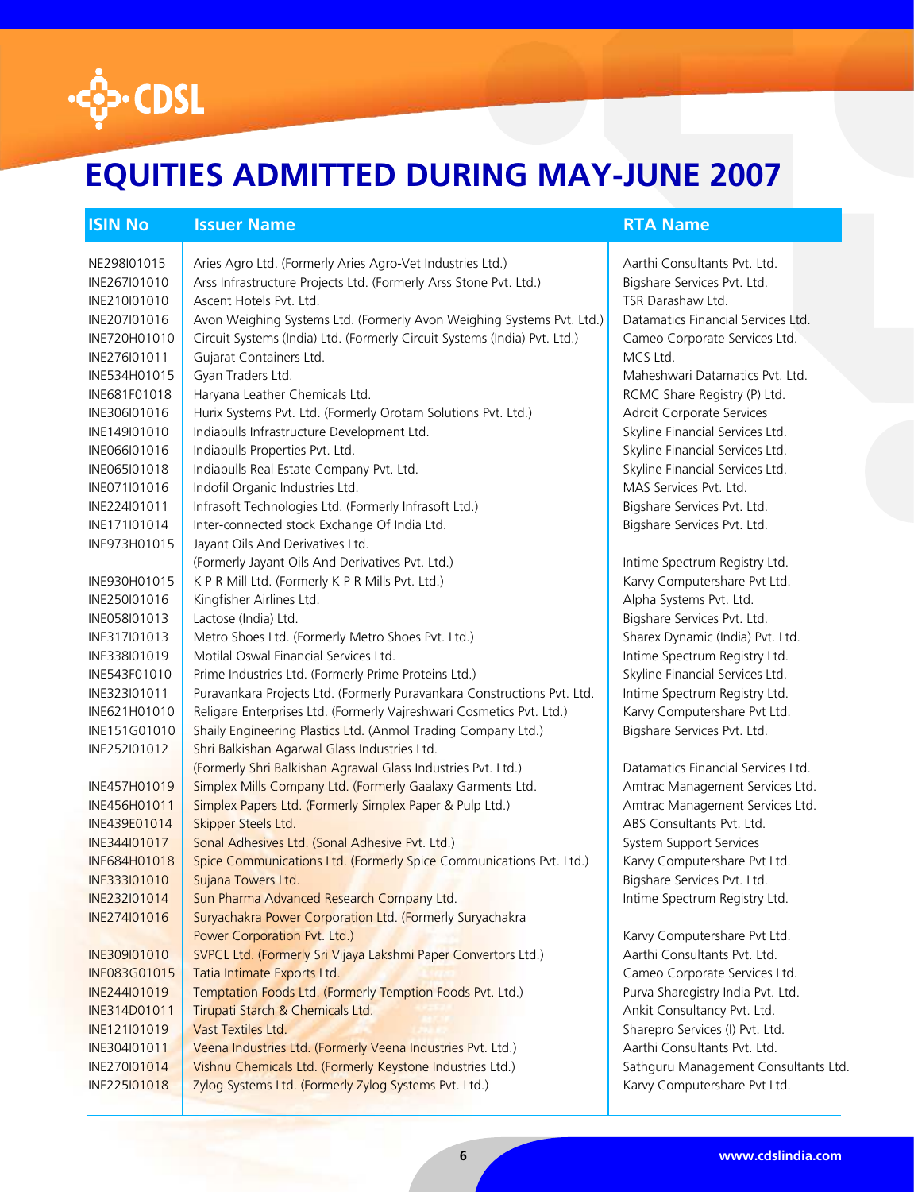# EQUITIES ADMITTED DURING MAY-JUNE 2007

| ISIN No | Issuer Name | RTA Name |
|---|---|---|
| NE298I01015 | Aries Agro Ltd. (Formerly Aries Agro-Vet Industries Ltd.) | Aarthi Consultants Pvt. Ltd. |
| INE267I01010 | Arss Infrastructure Projects Ltd. (Formerly Arss Stone Pvt. Ltd.) | Bigshare Services Pvt. Ltd. |
| INE210I01010 | Ascent Hotels Pvt. Ltd. | TSR Darashaw Ltd. |
| INE207I01016 | Avon Weighing Systems Ltd. (Formerly Avon Weighing Systems Pvt. Ltd.) | Datamatics Financial Services Ltd. |
| INE720H01010 | Circuit Systems (India) Ltd. (Formerly Circuit Systems (India) Pvt. Ltd.) | Cameo Corporate Services Ltd. |
| INE276I01011 | Gujarat Containers Ltd. | MCS Ltd. |
| INE534H01015 | Gyan Traders Ltd. | Maheshwari Datamatics Pvt. Ltd. |
| INE681F01018 | Haryana Leather Chemicals Ltd. | RCMC Share Registry (P) Ltd. |
| INE306I01016 | Hurix Systems Pvt. Ltd. (Formerly Orotam Solutions Pvt. Ltd.) | Adroit Corporate Services |
| INE149I01010 | Indiabulls Infrastructure Development Ltd. | Skyline Financial Services Ltd. |
| INE066I01016 | Indiabulls Properties Pvt. Ltd. | Skyline Financial Services Ltd. |
| INE065I01018 | Indiabulls Real Estate Company Pvt. Ltd. | Skyline Financial Services Ltd. |
| INE071I01016 | Indofil Organic Industries Ltd. | MAS Services Pvt. Ltd. |
| INE224I01011 | Infrasoft Technologies Ltd. (Formerly Infrasoft Ltd.) | Bigshare Services Pvt. Ltd. |
| INE171I01014 | Inter-connected stock Exchange Of India Ltd. | Bigshare Services Pvt. Ltd. |
| INE973H01015 | Jayant Oils And Derivatives Ltd. (Formerly Jayant Oils And Derivatives Pvt. Ltd.) | Intime Spectrum Registry Ltd. |
| INE930H01015 | K P R Mill Ltd. (Formerly K P R Mills Pvt. Ltd.) | Karvy Computershare Pvt Ltd. |
| INE250I01016 | Kingfisher Airlines Ltd. | Alpha Systems Pvt. Ltd. |
| INE058I01013 | Lactose (India) Ltd. | Bigshare Services Pvt. Ltd. |
| INE317I01013 | Metro Shoes Ltd. (Formerly Metro Shoes Pvt. Ltd.) | Sharex Dynamic (India) Pvt. Ltd. |
| INE338I01019 | Motilal Oswal Financial Services Ltd. | Intime Spectrum Registry Ltd. |
| INE543F01010 | Prime Industries Ltd. (Formerly Prime Proteins Ltd.) | Skyline Financial Services Ltd. |
| INE323I01011 | Puravankara Projects Ltd. (Formerly Puravankara Constructions Pvt. Ltd. | Intime Spectrum Registry Ltd. |
| INE621H01010 | Religare Enterprises Ltd. (Formerly Vajreshwari Cosmetics Pvt. Ltd.) | Karvy Computershare Pvt Ltd. |
| INE151G01010 | Shaily Engineering Plastics Ltd. (Anmol Trading Company Ltd.) | Bigshare Services Pvt. Ltd. |
| INE252I01012 | Shri Balkishan Agarwal Glass Industries Ltd. (Formerly Shri Balkishan Agrawal Glass Industries Pvt. Ltd.) | Datamatics Financial Services Ltd. |
| INE457H01019 | Simplex Mills Company Ltd. (Formerly Gaalaxy Garments Ltd. | Amtrac Management Services Ltd. |
| INE456H01011 | Simplex Papers Ltd. (Formerly Simplex Paper & Pulp Ltd.) | Amtrac Management Services Ltd. |
| INE439E01014 | Skipper Steels Ltd. | ABS Consultants Pvt. Ltd. |
| INE344I01017 | Sonal Adhesives Ltd. (Sonal Adhesive Pvt. Ltd.) | System Support Services |
| INE684H01018 | Spice Communications Ltd. (Formerly Spice Communications Pvt. Ltd.) | Karvy Computershare Pvt Ltd. |
| INE333I01010 | Sujana Towers Ltd. | Bigshare Services Pvt. Ltd. |
| INE232I01014 | Sun Pharma Advanced Research Company Ltd. | Intime Spectrum Registry Ltd. |
| INE274I01016 | Suryachakra Power Corporation Ltd. (Formerly Suryachakra Power Corporation Pvt. Ltd.) | Karvy Computershare Pvt Ltd. |
| INE309I01010 | SVPCL Ltd. (Formerly Sri Vijaya Lakshmi Paper Convertors Ltd.) | Aarthi Consultants Pvt. Ltd. |
| INE083G01015 | Tatia Intimate Exports Ltd. | Cameo Corporate Services Ltd. |
| INE244I01019 | Temptation Foods Ltd. (Formerly Temption Foods Pvt. Ltd.) | Purva Sharegistry India Pvt. Ltd. |
| INE314D01011 | Tirupati Starch & Chemicals Ltd. | Ankit Consultancy Pvt. Ltd. |
| INE121I01019 | Vast Textiles Ltd. | Sharepro Services (I) Pvt. Ltd. |
| INE304I01011 | Veena Industries Ltd. (Formerly Veena Industries Pvt. Ltd.) | Aarthi Consultants Pvt. Ltd. |
| INE270I01014 | Vishnu Chemicals Ltd. (Formerly Keystone Industries Ltd.) | Sathguru Management Consultants Ltd. |
| INE225I01018 | Zylog Systems Ltd. (Formerly Zylog Systems Pvt. Ltd.) | Karvy Computershare Pvt Ltd. |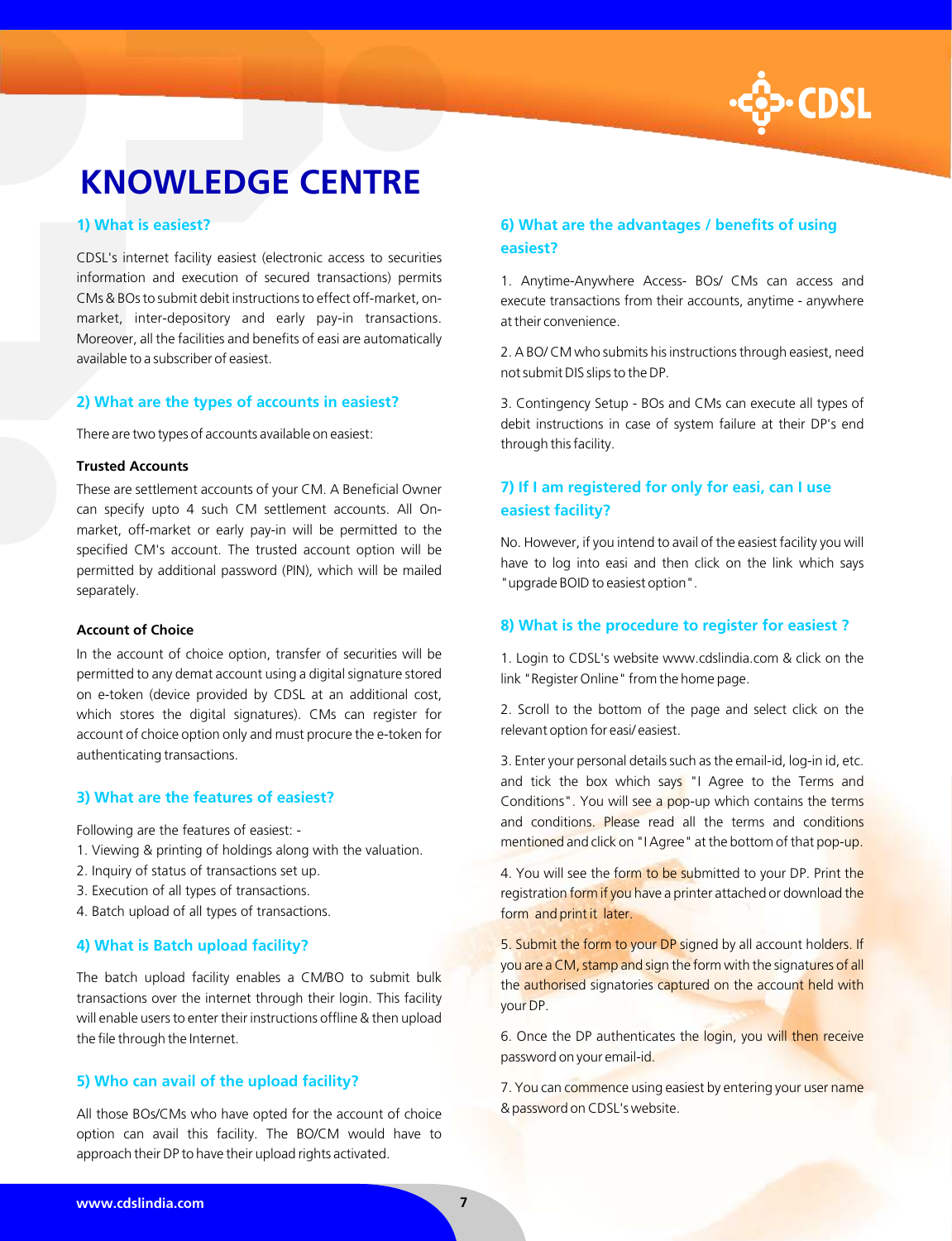# KNOWLEDGE CENTRE

### 1) What is easiest?

CDSL's internet facility easiest (electronic access to securities information and execution of secured transactions) permits CMs & BOs to submit debit instructions to effect off-market, on-market, inter-depository and early pay-in transactions. Moreover, all the facilities and benefits of easi are automatically available to a subscriber of easiest.

### 2) What are the types of accounts in easiest?

There are two types of accounts available on easiest:

**Trusted Accounts**

These are settlement accounts of your CM. A Beneficial Owner can specify upto 4 such CM settlement accounts. All On-market, off-market or early pay-in will be permitted to the specified CM's account. The trusted account option will be permitted by additional password (PIN), which will be mailed separately.

**Account of Choice**

In the account of choice option, transfer of securities will be permitted to any demat account using a digital signature stored on e-token (device provided by CDSL at an additional cost, which stores the digital signatures). CMs can register for account of choice option only and must procure the e-token for authenticating transactions.

### 3) What are the features of easiest?

Following are the features of easiest: -

1. Viewing & printing of holdings along with the valuation.
2. Inquiry of status of transactions set up.
3. Execution of all types of transactions.
4. Batch upload of all types of transactions.

### 4) What is Batch upload facility?

The batch upload facility enables a CM/BO to submit bulk transactions over the internet through their login. This facility will enable users to enter their instructions offline & then upload the file through the Internet.

### 5) Who can avail of the upload facility?

All those BOs/CMs who have opted for the account of choice option can avail this facility. The BO/CM would have to approach their DP to have their upload rights activated.

### 6) What are the advantages / benefits of using easiest?

1. Anytime-Anywhere Access- BOs/ CMs can access and execute transactions from their accounts, anytime - anywhere at their convenience.

2. A BO/ CM who submits his instructions through easiest, need not submit DIS slips to the DP.

3. Contingency Setup - BOs and CMs can execute all types of debit instructions in case of system failure at their DP's end through this facility.

### 7) If I am registered for only for easi, can I use easiest facility?

No. However, if you intend to avail of the easiest facility you will have to log into easi and then click on the link which says "upgrade BOID to easiest option".

### 8) What is the procedure to register for easiest ?

1. Login to CDSL's website www.cdslindia.com & click on the link "Register Online" from the home page.

2. Scroll to the bottom of the page and select click on the relevant option for easi/ easiest.

3. Enter your personal details such as the email-id, log-in id, etc. and tick the box which says "I Agree to the Terms and Conditions". You will see a pop-up which contains the terms and conditions. Please read all the terms and conditions mentioned and click on "I Agree" at the bottom of that pop-up.

4. You will see the form to be submitted to your DP. Print the registration form if you have a printer attached or download the form and print it later.

5. Submit the form to your DP signed by all account holders. If you are a CM, stamp and sign the form with the signatures of all the authorised signatories captured on the account held with your DP.

6. Once the DP authenticates the login, you will then receive password on your email-id.

7. You can commence using easiest by entering your user name & password on CDSL's website.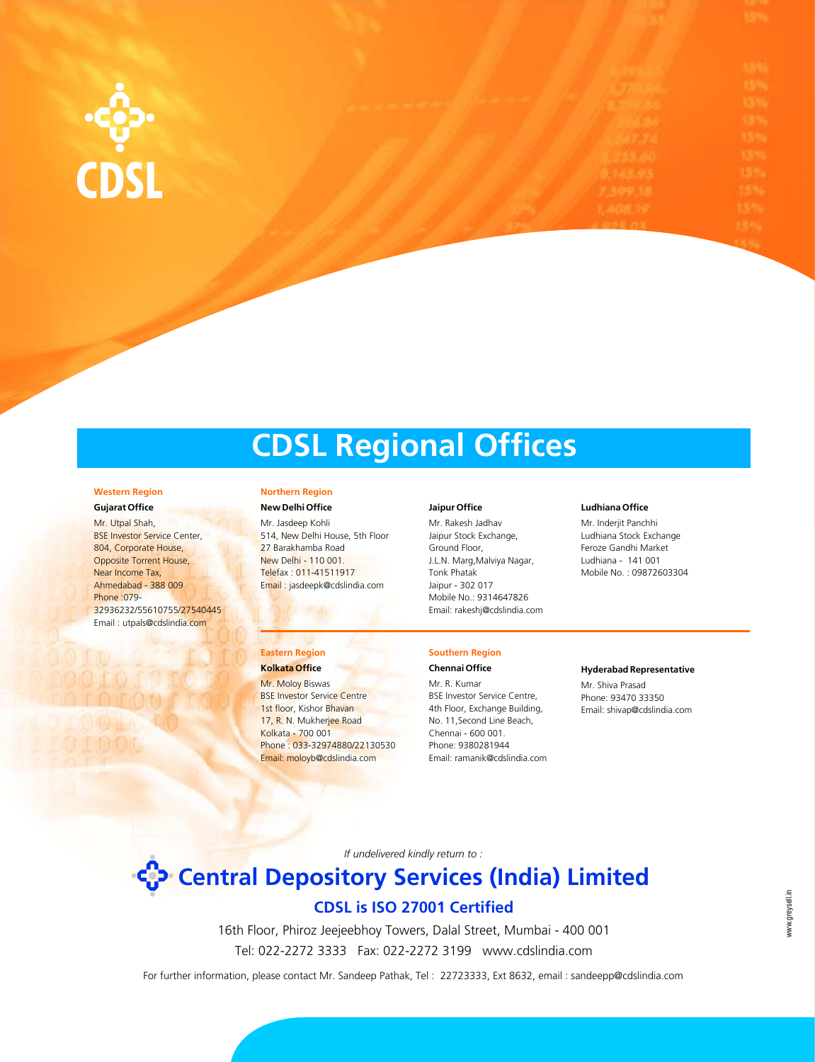CDSL

# CDSL Regional Offices

## Western Region

### Gujarat Office

Mr. Utpal Shah,
BSE Investor Service Center,
804, Corporate House,
Opposite Torrent House,
Near Income Tax,
Ahmedabad - 388 009
Phone :079-32936232/55610755/27540445
Email : utpals@cdslindia.com

## Northern Region

### New Delhi Office

Mr. Jasdeep Kohli
514, New Delhi House, 5th Floor
27 Barakhamba Road
New Delhi - 110 001.
Telefax : 011-41511917
Email : jasdeepk@cdslindia.com

### Jaipur Office

Mr. Rakesh Jadhav
Jaipur Stock Exchange,
Ground Floor,
J.L.N. Marg,Malviya Nagar,
Tonk Phatak
Jaipur - 302 017
Mobile No.: 9314647826
Email: rakeshj@cdslindia.com

### Ludhiana Office

Mr. Inderjit Panchhi
Ludhiana Stock Exchange
Feroze Gandhi Market
Ludhiana - 141 001
Mobile No. : 09872603304

## Eastern Region

### Kolkata Office

Mr. Moloy Biswas
BSE Investor Service Centre
1st floor, Kishor Bhavan
17, R. N. Mukherjee Road
Kolkata - 700 001
Phone : 033-32974880/22130530
Email: moloyb@cdslindia.com

## Southern Region

### Chennai Office

Mr. R. Kumar
BSE Investor Service Centre,
4th Floor, Exchange Building,
No. 11,Second Line Beach,
Chennai - 600 001.
Phone: 9380281944
Email: ramanik@cdslindia.com

### Hyderabad Representative

Mr. Shiva Prasad
Phone: 93470 33350
Email: shivap@cdslindia.com

*If undelivered kindly return to :*

**Central Depository Services (India) Limited**

**CDSL is ISO 27001 Certified**

16th Floor, Phiroz Jeejeebhoy Towers, Dalal Street, Mumbai - 400 001
Tel: 022-2272 3333 Fax: 022-2272 3199 www.cdslindia.com

For further information, please contact Mr. Sandeep Pathak, Tel : 22723333, Ext 8632, email : sandeepp@cdslindia.com

www.greysell.in